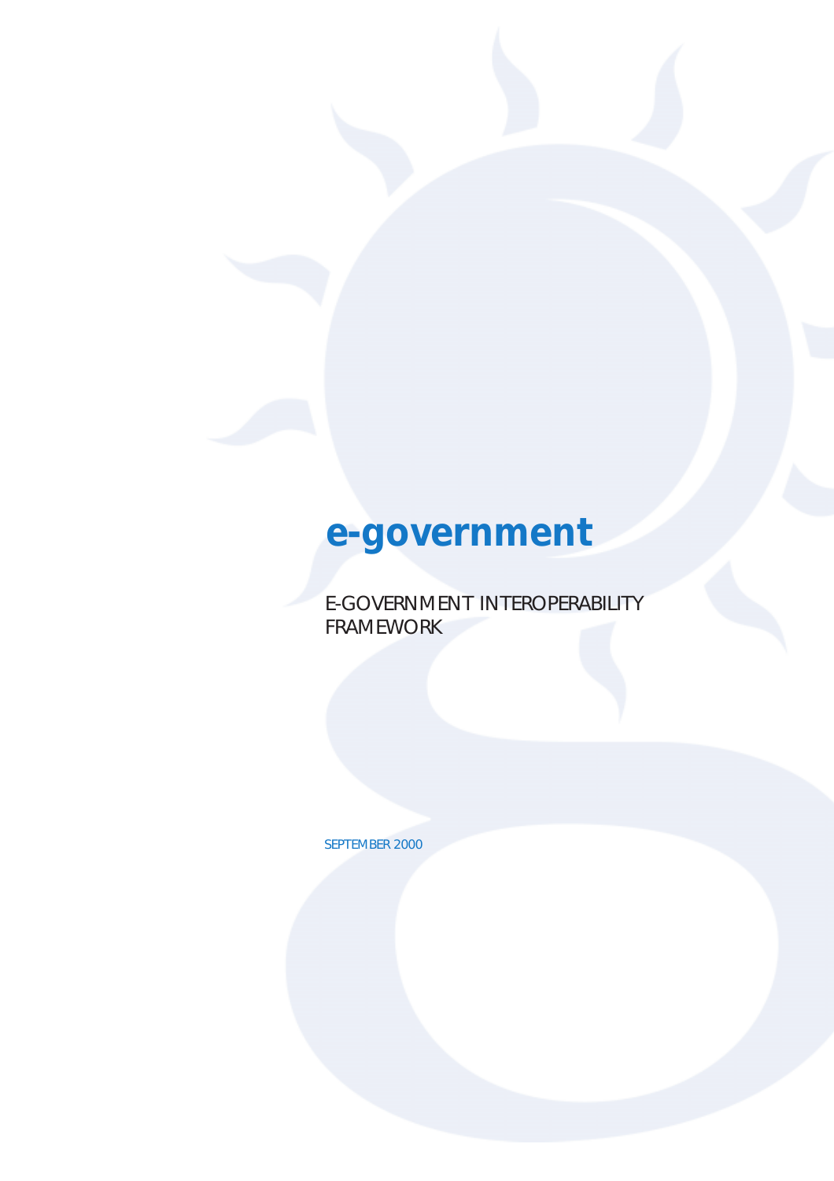# e-government

## E-GOVERNMENT INTEROPERABILITY FRAMEWORK

SEPTEMBER 2000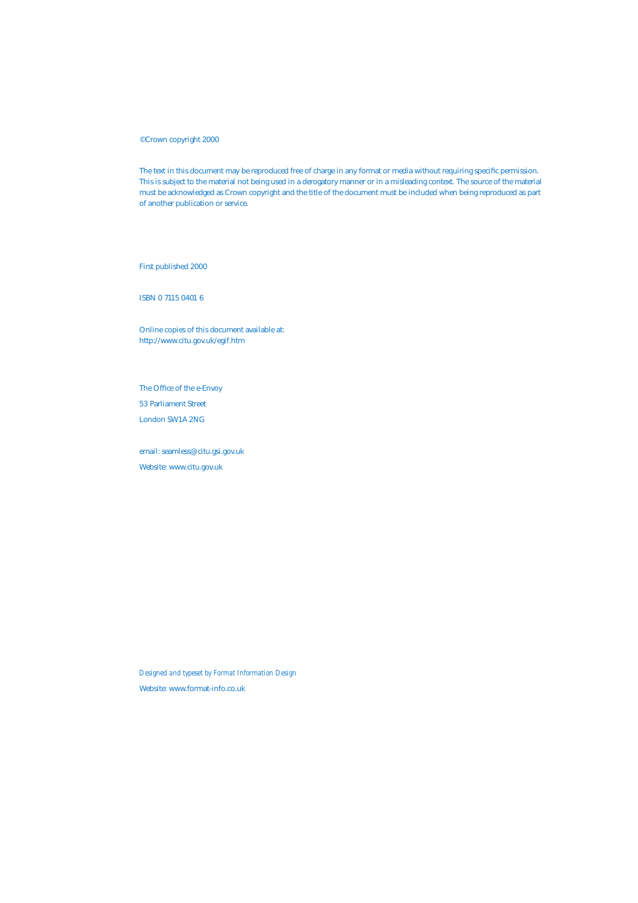©Crown copyright 2000

The text in this document may be reproduced free of charge in any format or media without requiring specific permission. This is subject to the material not being used in a derogatory manner or in a misleading context. The source of the material must be acknowledged as Crown copyright and the title of the document must be included when being reproduced as part of another publication or service.

First published 2000

ISBN 0 7115 0401 6

Online copies of this document available at:
http://www.citu.gov.uk/egif.htm

The Office of the e-Envoy

53 Parliament Street

London SW1A 2NG

email: seamless@citu.gsi.gov.uk

Website: www.citu.gov.uk

*Designed and typeset by Format Information Design*

Website: www.format-info.co.uk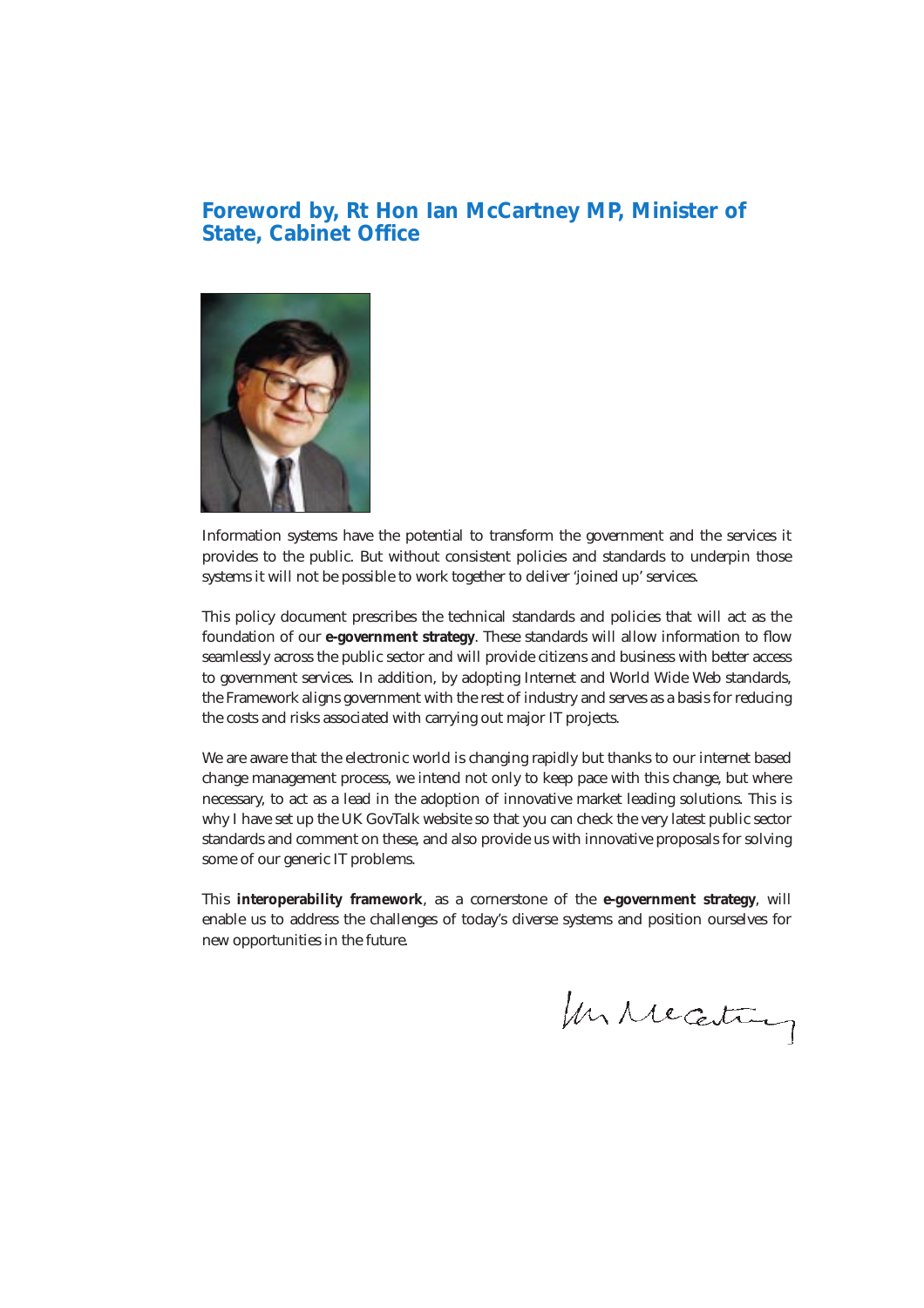## Foreword by, Rt Hon Ian McCartney MP, Minister of State, Cabinet Office

Information systems have the potential to transform the government and the services it provides to the public. But without consistent policies and standards to underpin those systems it will not be possible to work together to deliver 'joined up' services.

This policy document prescribes the technical standards and policies that will act as the foundation of our **e-government strategy**. These standards will allow information to flow seamlessly across the public sector and will provide citizens and business with better access to government services. In addition, by adopting Internet and World Wide Web standards, the Framework aligns government with the rest of industry and serves as a basis for reducing the costs and risks associated with carrying out major IT projects.

We are aware that the electronic world is changing rapidly but thanks to our internet based change management process, we intend not only to keep pace with this change, but where necessary, to act as a lead in the adoption of innovative market leading solutions. This is why I have set up the UK GovTalk website so that you can check the very latest public sector standards and comment on these, and also provide us with innovative proposals for solving some of our generic IT problems.

This **interoperability framework**, as a cornerstone of the **e-government strategy**, will enable us to address the challenges of today's diverse systems and position ourselves for new opportunities in the future.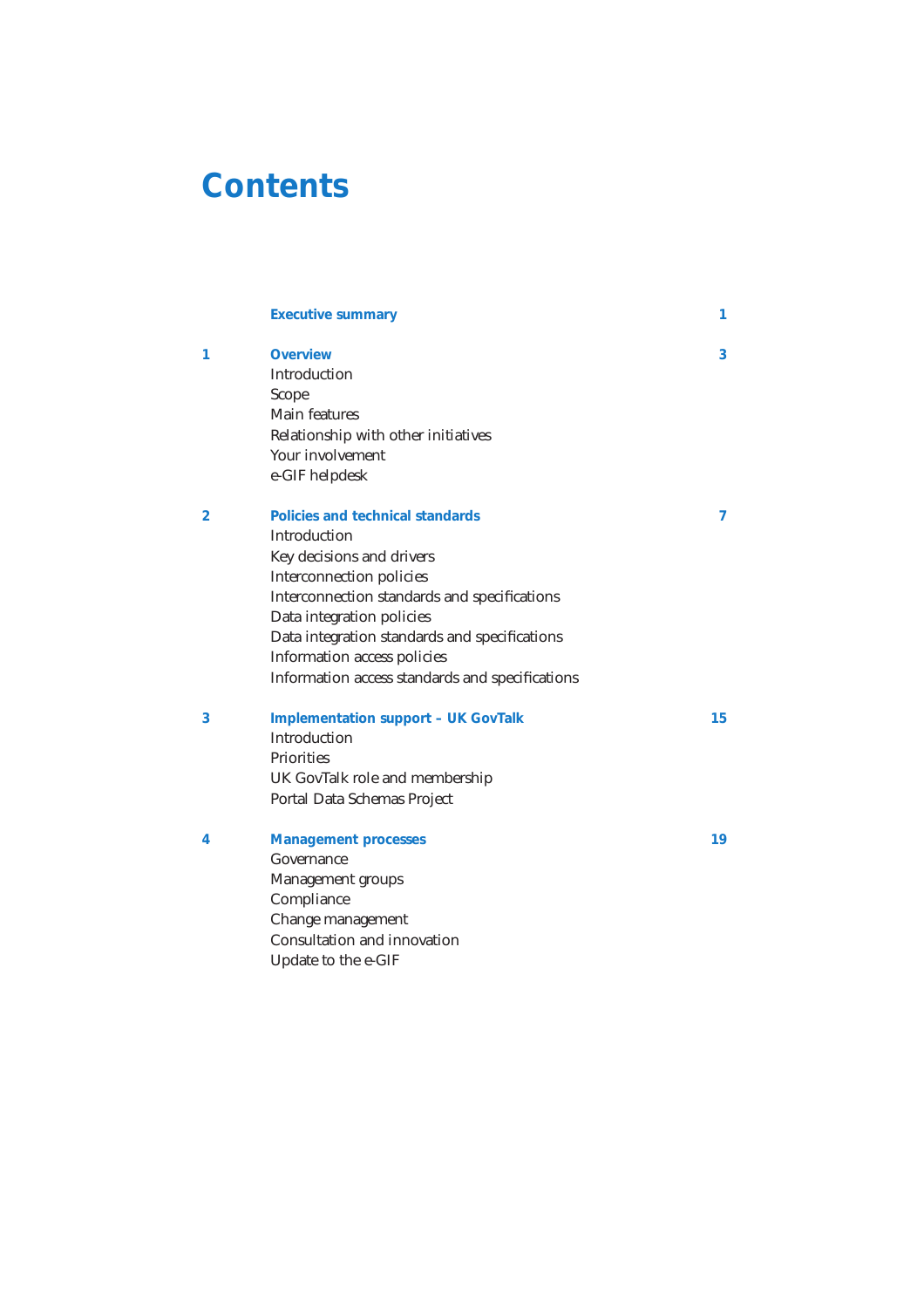# Contents

| | | |
|---|---|---|
| | **Executive summary** | **1** |
| **1** | **Overview** | **3** |
| | Introduction | |
| | Scope | |
| | Main features | |
| | Relationship with other initiatives | |
| | Your involvement | |
| | e-GIF helpdesk | |
| **2** | **Policies and technical standards** | **7** |
| | Introduction | |
| | Key decisions and drivers | |
| | Interconnection policies | |
| | Interconnection standards and specifications | |
| | Data integration policies | |
| | Data integration standards and specifications | |
| | Information access policies | |
| | Information access standards and specifications | |
| **3** | **Implementation support – UK GovTalk** | **15** |
| | Introduction | |
| | Priorities | |
| | UK GovTalk role and membership | |
| | Portal Data Schemas Project | |
| **4** | **Management processes** | **19** |
| | Governance | |
| | Management groups | |
| | Compliance | |
| | Change management | |
| | Consultation and innovation | |
| | Update to the e-GIF | |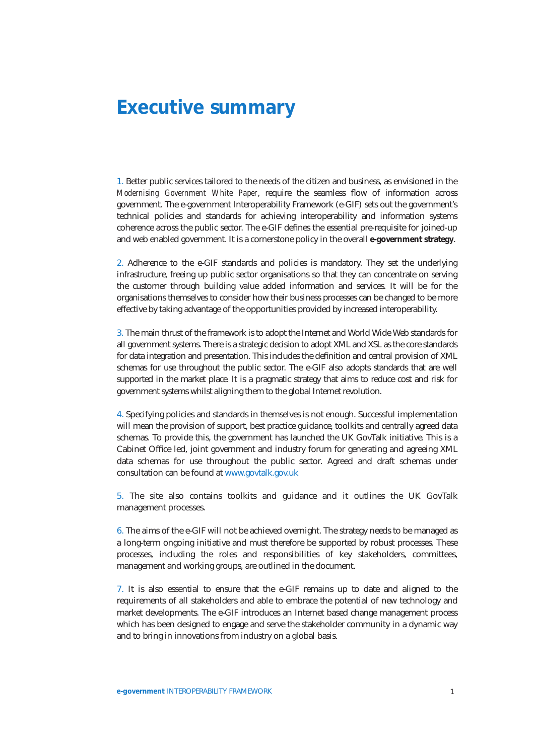# Executive summary

1. Better public services tailored to the needs of the citizen and business, as envisioned in the *Modernising Government White Paper*, require the seamless flow of information across government. The e-government Interoperability Framework (e-GIF) sets out the government's technical policies and standards for achieving interoperability and information systems coherence across the public sector. The e-GIF defines the essential pre-requisite for joined-up and web enabled government. It is a cornerstone policy in the overall **e-government strategy**.

2. Adherence to the e-GIF standards and policies is mandatory. They set the underlying infrastructure, freeing up public sector organisations so that they can concentrate on serving the customer through building value added information and services. It will be for the organisations themselves to consider how their business processes can be changed to be more effective by taking advantage of the opportunities provided by increased interoperability.

3. The main thrust of the framework is to adopt the Internet and World Wide Web standards for all government systems. There is a strategic decision to adopt XML and XSL as the core standards for data integration and presentation. This includes the definition and central provision of XML schemas for use throughout the public sector. The e-GIF also adopts standards that are well supported in the market place. It is a pragmatic strategy that aims to reduce cost and risk for government systems whilst aligning them to the global Internet revolution.

4. Specifying policies and standards in themselves is not enough. Successful implementation will mean the provision of support, best practice guidance, toolkits and centrally agreed data schemas. To provide this, the government has launched the UK GovTalk initiative. This is a Cabinet Office led, joint government and industry forum for generating and agreeing XML data schemas for use throughout the public sector. Agreed and draft schemas under consultation can be found at www.govtalk.gov.uk

5. The site also contains toolkits and guidance and it outlines the UK GovTalk management processes.

6. The aims of the e-GIF will not be achieved overnight. The strategy needs to be managed as a long-term ongoing initiative and must therefore be supported by robust processes. These processes, including the roles and responsibilities of key stakeholders, committees, management and working groups, are outlined in the document.

7. It is also essential to ensure that the e-GIF remains up to date and aligned to the requirements of all stakeholders and able to embrace the potential of new technology and market developments. The e-GIF introduces an Internet based change management process which has been designed to engage and serve the stakeholder community in a dynamic way and to bring in innovations from industry on a global basis.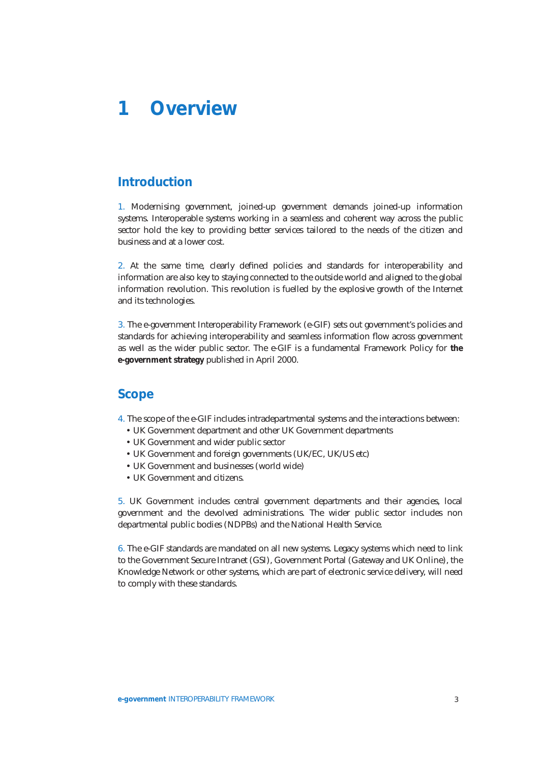# 1 Overview

## Introduction

1. Modernising government, joined-up government demands joined-up information systems. Interoperable systems working in a seamless and coherent way across the public sector hold the key to providing better services tailored to the needs of the citizen and business and at a lower cost.

2. At the same time, clearly defined policies and standards for interoperability and information are also key to staying connected to the outside world and aligned to the global information revolution. This revolution is fuelled by the explosive growth of the Internet and its technologies.

3. The e-government Interoperability Framework (e-GIF) sets out government's policies and standards for achieving interoperability and seamless information flow across government as well as the wider public sector. The e-GIF is a fundamental Framework Policy for **the e-government strategy** published in April 2000.

## Scope

4. The scope of the e-GIF includes intradepartmental systems and the interactions between:
- UK Government department and other UK Government departments
- UK Government and wider public sector
- UK Government and foreign governments (UK/EC, UK/US etc)
- UK Government and businesses (world wide)
- UK Government and citizens.

5. UK Government includes central government departments and their agencies, local government and the devolved administrations. The wider public sector includes non departmental public bodies (NDPBs) and the National Health Service.

6. The e-GIF standards are mandated on all new systems. Legacy systems which need to link to the Government Secure Intranet (GSI), Government Portal (Gateway and UK Online), the Knowledge Network or other systems, which are part of electronic service delivery, will need to comply with these standards.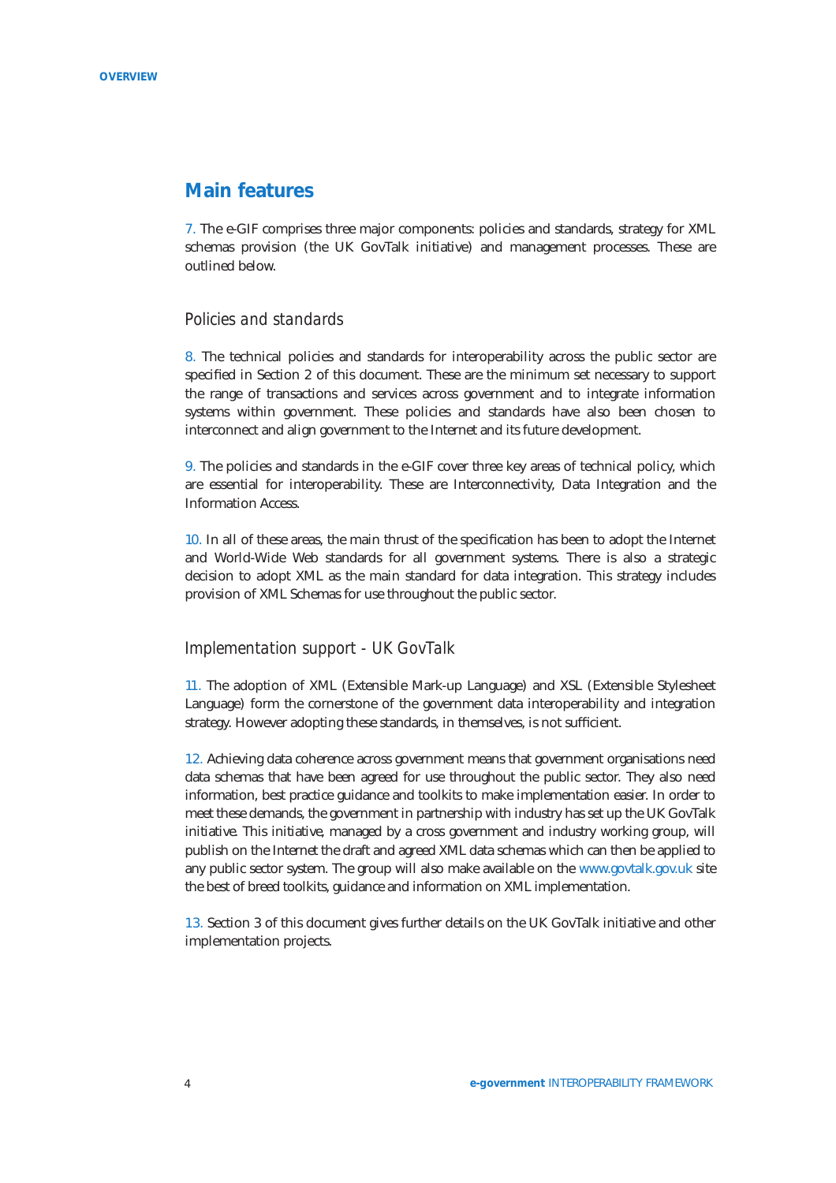## Main features

7. The e-GIF comprises three major components: policies and standards, strategy for XML schemas provision (the UK GovTalk initiative) and management processes. These are outlined below.

### *Policies and standards*

8. The technical policies and standards for interoperability across the public sector are specified in Section 2 of this document. These are the minimum set necessary to support the range of transactions and services across government and to integrate information systems within government. These policies and standards have also been chosen to interconnect and align government to the Internet and its future development.

9. The policies and standards in the e-GIF cover three key areas of technical policy, which are essential for interoperability. These are Interconnectivity, Data Integration and the Information Access.

10. In all of these areas, the main thrust of the specification has been to adopt the Internet and World-Wide Web standards for all government systems. There is also a strategic decision to adopt XML as the main standard for data integration. This strategy includes provision of XML Schemas for use throughout the public sector.

### *Implementation support - UK GovTalk*

11. The adoption of XML (Extensible Mark-up Language) and XSL (Extensible Stylesheet Language) form the cornerstone of the government data interoperability and integration strategy. However adopting these standards, in themselves, is not sufficient.

12. Achieving data coherence across government means that government organisations need data schemas that have been agreed for use throughout the public sector. They also need information, best practice guidance and toolkits to make implementation easier. In order to meet these demands, the government in partnership with industry has set up the UK GovTalk initiative. This initiative, managed by a cross government and industry working group, will publish on the Internet the draft and agreed XML data schemas which can then be applied to any public sector system. The group will also make available on the www.govtalk.gov.uk site the best of breed toolkits, guidance and information on XML implementation.

13. Section 3 of this document gives further details on the UK GovTalk initiative and other implementation projects.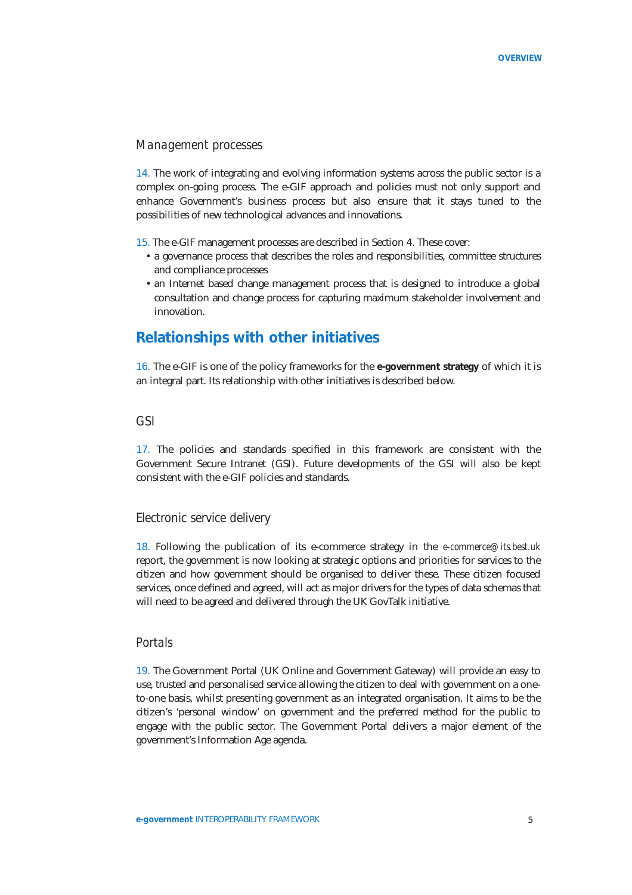### *Management processes*

14. The work of integrating and evolving information systems across the public sector is a complex on-going process. The e-GIF approach and policies must not only support and enhance Government's business process but also ensure that it stays tuned to the possibilities of new technological advances and innovations.

15. The e-GIF management processes are described in Section 4. These cover:

- a governance process that describes the roles and responsibilities, committee structures and compliance processes
- an Internet based change management process that is designed to introduce a global consultation and change process for capturing maximum stakeholder involvement and innovation.

## Relationships with other initiatives

16. The e-GIF is one of the policy frameworks for the **e-government strategy** of which it is an integral part. Its relationship with other initiatives is described below.

### *GSI*

17. The policies and standards specified in this framework are consistent with the Government Secure Intranet (GSI). Future developments of the GSI will also be kept consistent with the e-GIF policies and standards.

### *Electronic service delivery*

18. Following the publication of its e-commerce strategy in the *e-commerce@its.best.uk* report, the government is now looking at strategic options and priorities for services to the citizen and how government should be organised to deliver these. These citizen focused services, once defined and agreed, will act as major drivers for the types of data schemas that will need to be agreed and delivered through the UK GovTalk initiative.

### *Portals*

19. The Government Portal (UK Online and Government Gateway) will provide an easy to use, trusted and personalised service allowing the citizen to deal with government on a one-to-one basis, whilst presenting government as an integrated organisation. It aims to be the citizen's 'personal window' on government and the preferred method for the public to engage with the public sector. The Government Portal delivers a major element of the government's Information Age agenda.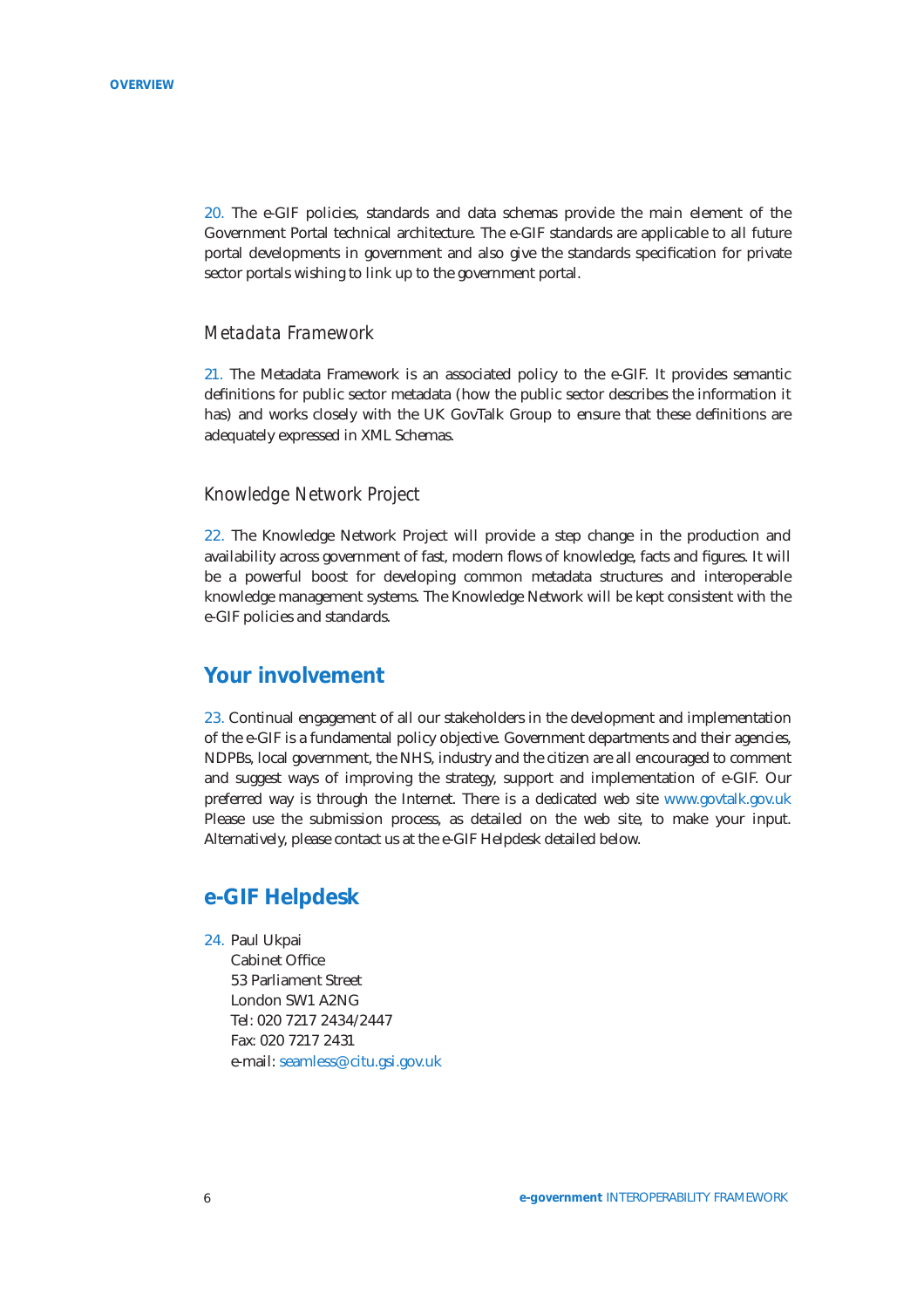20. The e-GIF policies, standards and data schemas provide the main element of the Government Portal technical architecture. The e-GIF standards are applicable to all future portal developments in government and also give the standards specification for private sector portals wishing to link up to the government portal.

### *Metadata Framework*

21. The Metadata Framework is an associated policy to the e-GIF. It provides semantic definitions for public sector metadata (how the public sector describes the information it has) and works closely with the UK GovTalk Group to ensure that these definitions are adequately expressed in XML Schemas.

### Knowledge Network Project

22. The Knowledge Network Project will provide a step change in the production and availability across government of fast, modern flows of knowledge, facts and figures. It will be a powerful boost for developing common metadata structures and interoperable knowledge management systems. The Knowledge Network will be kept consistent with the e-GIF policies and standards.

## Your involvement

23. Continual engagement of all our stakeholders in the development and implementation of the e-GIF is a fundamental policy objective. Government departments and their agencies, NDPBs, local government, the NHS, industry and the citizen are all encouraged to comment and suggest ways of improving the strategy, support and implementation of e-GIF. Our preferred way is through the Internet. There is a dedicated web site www.govtalk.gov.uk Please use the submission process, as detailed on the web site, to make your input. Alternatively, please contact us at the e-GIF Helpdesk detailed below.

## e-GIF Helpdesk

24. Paul Ukpai
Cabinet Office
53 Parliament Street
London SW1 A2NG
Tel: 020 7217 2434/2447
Fax: 020 7217 2431
e-mail: seamless@citu.gsi.gov.uk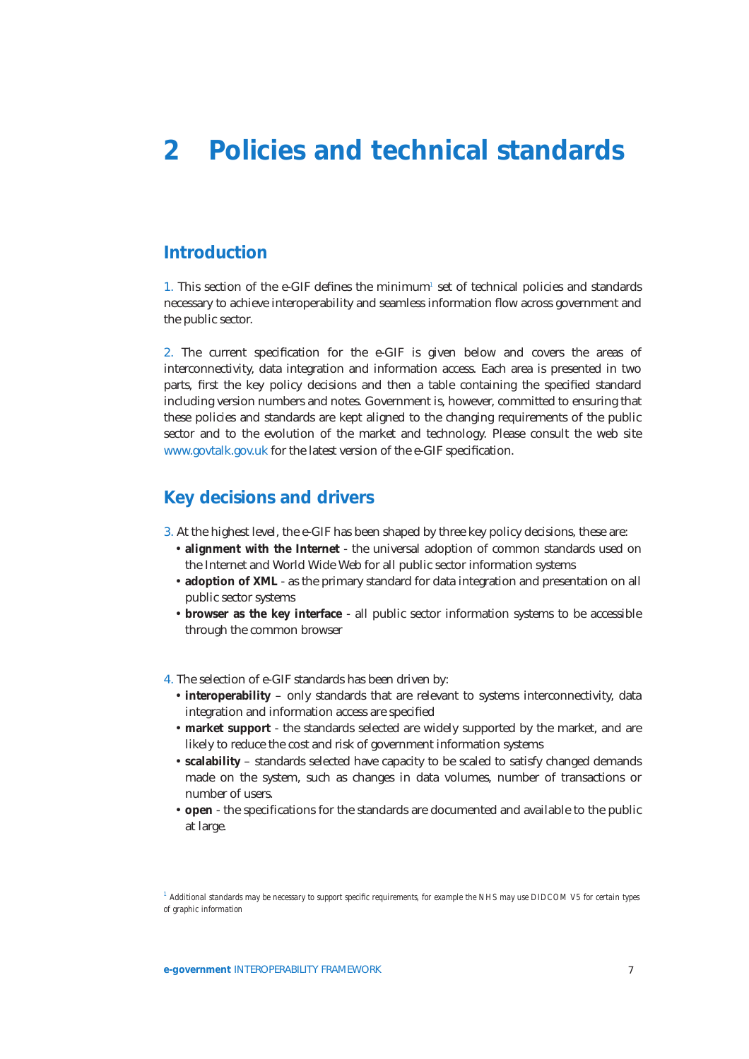# 2 Policies and technical standards

## Introduction

1. This section of the e-GIF defines the minimum[1] set of technical policies and standards necessary to achieve interoperability and seamless information flow across government and the public sector.

2. The current specification for the e-GIF is given below and covers the areas of interconnectivity, data integration and information access. Each area is presented in two parts, first the key policy decisions and then a table containing the specified standard including version numbers and notes. Government is, however, committed to ensuring that these policies and standards are kept aligned to the changing requirements of the public sector and to the evolution of the market and technology. Please consult the web site www.govtalk.gov.uk for the latest version of the e-GIF specification.

## Key decisions and drivers

3. At the highest level, the e-GIF has been shaped by three key policy decisions, these are:

- **alignment with the Internet** - the universal adoption of common standards used on the Internet and World Wide Web for all public sector information systems
- **adoption of XML** - as the primary standard for data integration and presentation on all public sector systems
- **browser as the key interface** - all public sector information systems to be accessible through the common browser

4. The selection of e-GIF standards has been driven by:

- **interoperability** – only standards that are relevant to systems interconnectivity, data integration and information access are specified
- **market support** - the standards selected are widely supported by the market, and are likely to reduce the cost and risk of government information systems
- **scalability** – standards selected have capacity to be scaled to satisfy changed demands made on the system, such as changes in data volumes, number of transactions or number of users.
- **open** - the specifications for the standards are documented and available to the public at large.

[1] *Additional standards may be necessary to support specific requirements, for example the NHS may use DIDCOM V5 for certain types of graphic information*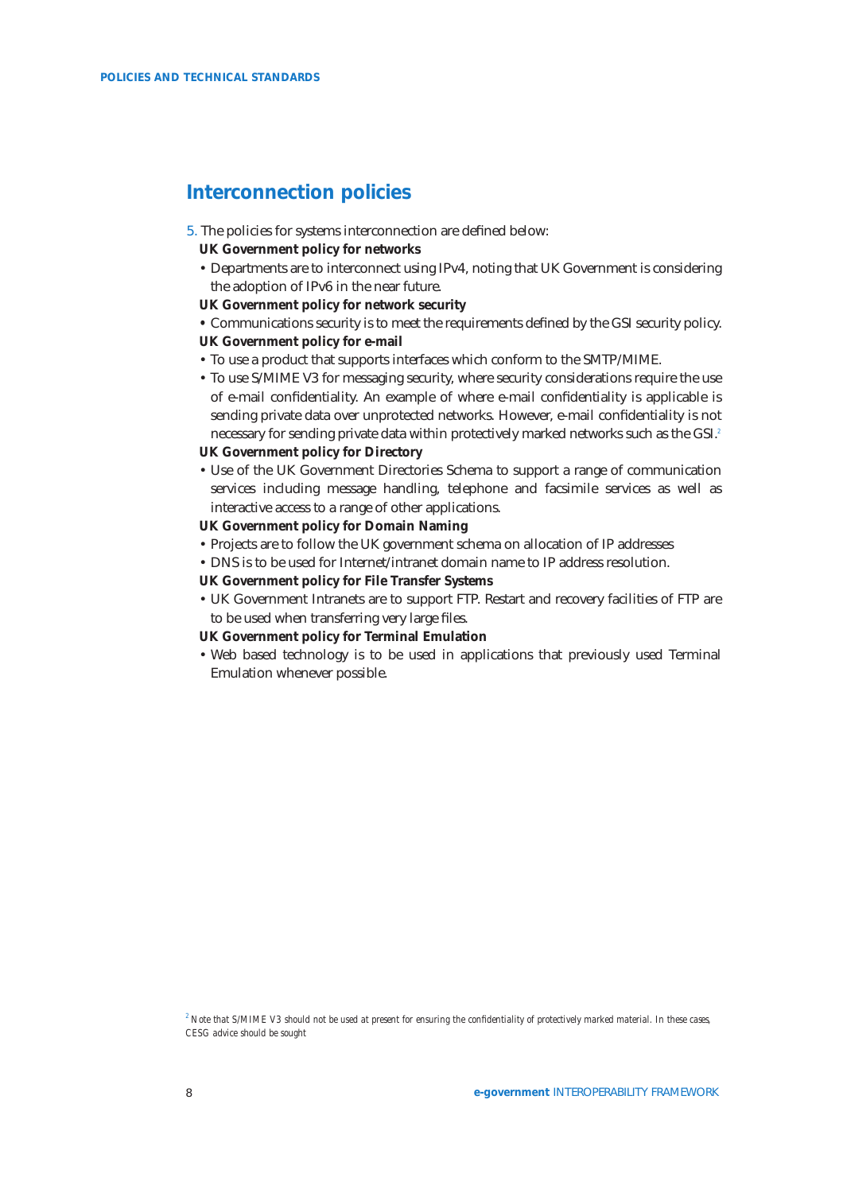## Interconnection policies

5. The policies for systems interconnection are defined below:

**UK Government policy for networks**

- Departments are to interconnect using IPv4, noting that UK Government is considering the adoption of IPv6 in the near future.

**UK Government policy for network security**

- Communications security is to meet the requirements defined by the GSI security policy.

**UK Government policy for e-mail**

- To use a product that supports interfaces which conform to the SMTP/MIME.
- To use S/MIME V3 for messaging security, where security considerations require the use of e-mail confidentiality. An example of where e-mail confidentiality is applicable is sending private data over unprotected networks. However, e-mail confidentiality is not necessary for sending private data within protectively marked networks such as the GSI.[2]

**UK Government policy for Directory**

- Use of the UK Government Directories Schema to support a range of communication services including message handling, telephone and facsimile services as well as interactive access to a range of other applications.

**UK Government policy for Domain Naming**

- Projects are to follow the UK government schema on allocation of IP addresses
- DNS is to be used for Internet/intranet domain name to IP address resolution.

**UK Government policy for File Transfer Systems**

- UK Government Intranets are to support FTP. Restart and recovery facilities of FTP are to be used when transferring very large files.

**UK Government policy for Terminal Emulation**

- Web based technology is to be used in applications that previously used Terminal Emulation whenever possible.

[2] Note that S/MIME V3 should not be used at present for ensuring the confidentiality of protectively marked material. In these cases, CESG advice should be sought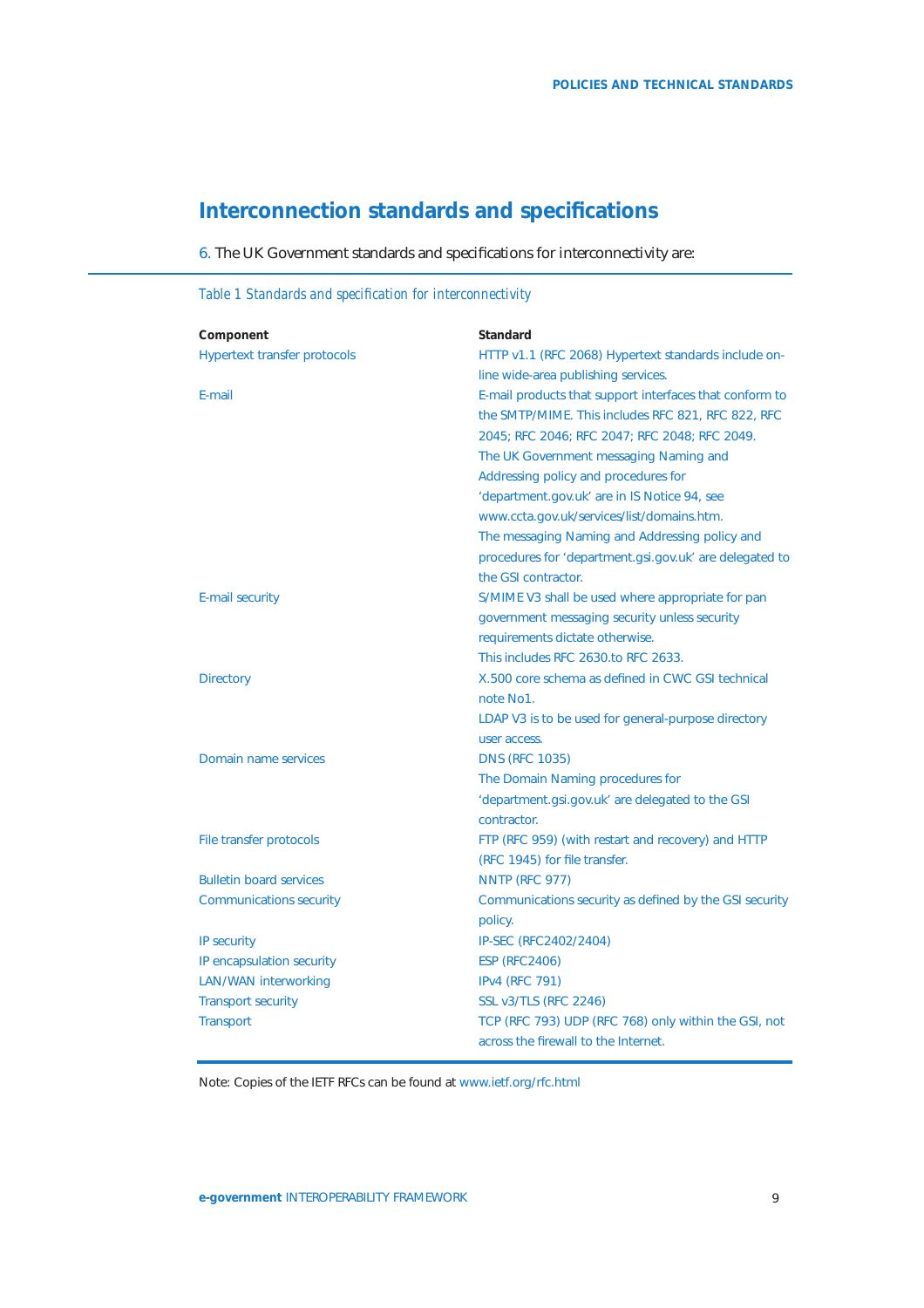## Interconnection standards and specifications

6. The UK Government standards and specifications for interconnectivity are:

*Table 1 Standards and specification for interconnectivity*

| Component | Standard |
|---|---|
| Hypertext transfer protocols | HTTP v1.1 (RFC 2068) Hypertext standards include on-line wide-area publishing services. |
| E-mail | E-mail products that support interfaces that conform to the SMTP/MIME. This includes RFC 821, RFC 822, RFC 2045; RFC 2046; RFC 2047; RFC 2048; RFC 2049. The UK Government messaging Naming and Addressing policy and procedures for 'department.gov.uk' are in IS Notice 94, see www.ccta.gov.uk/services/list/domains.htm. The messaging Naming and Addressing policy and procedures for 'department.gsi.gov.uk' are delegated to the GSI contractor. |
| E-mail security | S/MIME V3 shall be used where appropriate for pan government messaging security unless security requirements dictate otherwise. This includes RFC 2630.to RFC 2633. |
| Directory | X.500 core schema as defined in CWC GSI technical note No1. LDAP V3 is to be used for general-purpose directory user access. |
| Domain name services | DNS (RFC 1035) The Domain Naming procedures for 'department.gsi.gov.uk' are delegated to the GSI contractor. |
| File transfer protocols | FTP (RFC 959) (with restart and recovery) and HTTP (RFC 1945) for file transfer. |
| Bulletin board services | NNTP (RFC 977) |
| Communications security | Communications security as defined by the GSI security policy. |
| IP security | IP-SEC (RFC2402/2404) |
| IP encapsulation security | ESP (RFC2406) |
| LAN/WAN interworking | IPv4 (RFC 791) |
| Transport security | SSL v3/TLS (RFC 2246) |
| Transport | TCP (RFC 793) UDP (RFC 768) only within the GSI, not across the firewall to the Internet. |

Note: Copies of the IETF RFCs can be found at www.ietf.org/rfc.html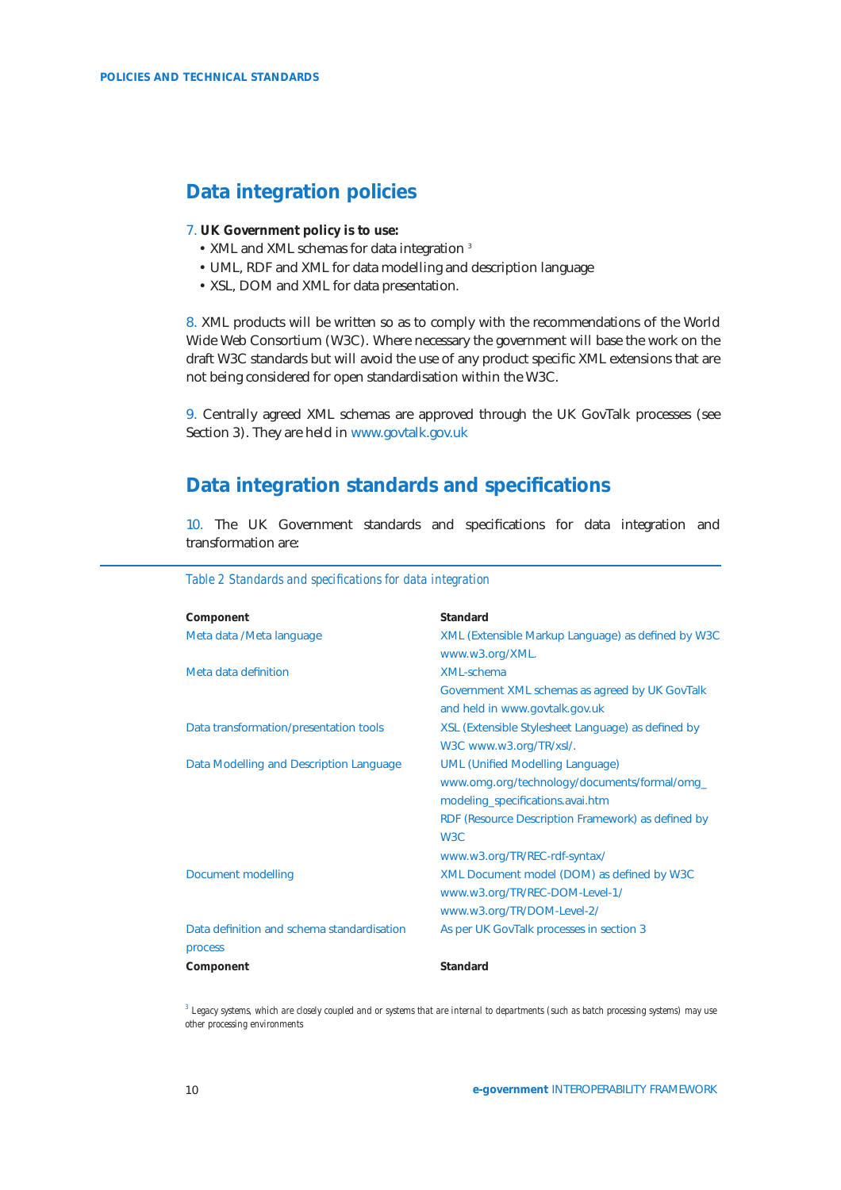## Data integration policies

7. **UK Government policy is to use:**

- XML and XML schemas for data integration [3]
- UML, RDF and XML for data modelling and description language
- XSL, DOM and XML for data presentation.

8. XML products will be written so as to comply with the recommendations of the World Wide Web Consortium (W3C). Where necessary the government will base the work on the draft W3C standards but will avoid the use of any product specific XML extensions that are not being considered for open standardisation within the W3C.

9. Centrally agreed XML schemas are approved through the UK GovTalk processes (see Section 3). They are held in www.govtalk.gov.uk

## Data integration standards and specifications

10. The UK Government standards and specifications for data integration and transformation are:

*Table 2 Standards and specifications for data integration*

| Component | Standard |
|---|---|
| Meta data /Meta language | XML (Extensible Markup Language) as defined by W3C www.w3.org/XML. |
| Meta data definition | XML-schema<br>Government XML schemas as agreed by UK GovTalk and held in www.govtalk.gov.uk |
| Data transformation/presentation tools | XSL (Extensible Stylesheet Language) as defined by W3C www.w3.org/TR/xsl/. |
| Data Modelling and Description Language | UML (Unified Modelling Language) www.omg.org/technology/documents/formal/omg_modeling_specifications.avai.htm<br>RDF (Resource Description Framework) as defined by W3C<br>www.w3.org/TR/REC-rdf-syntax/ |
| Document modelling | XML Document model (DOM) as defined by W3C www.w3.org/TR/REC-DOM-Level-1/<br>www.w3.org/TR/DOM-Level-2/ |
| Data definition and schema standardisation process | As per UK GovTalk processes in section 3 |
| **Component** | **Standard** |

[3] Legacy systems, which are closely coupled and or systems that are internal to departments (such as batch processing systems) may use other processing environments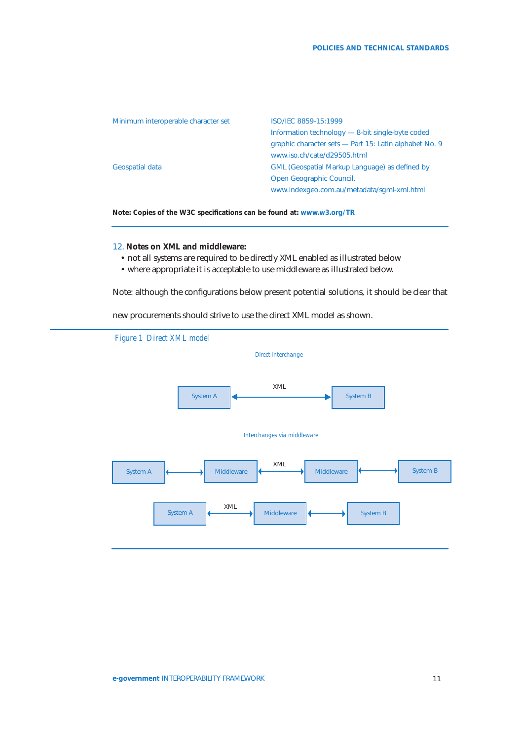| | |
|---|---|
| Minimum interoperable character set | ISO/IEC 8859-15:1999<br>Information technology — 8-bit single-byte coded graphic character sets — Part 15: Latin alphabet No. 9<br>www.iso.ch/cate/d29505.html |
| Geospatial data | GML (Geospatial Markup Language) as defined by Open Geographic Council.<br>www.indexgeo.com.au/metadata/sgml-xml.html |

**Note: Copies of the W3C specifications can be found at: www.w3.org/TR**

12. **Notes on XML and middleware:**

- not all systems are required to be directly XML enabled as illustrated below
- where appropriate it is acceptable to use middleware as illustrated below.

Note: although the configurations below present potential solutions, it should be clear that new procurements should strive to use the direct XML model as shown.

*Figure 1 Direct XML model*

Direct interchange

System A ←XML→ System B

Interchanges via middleware

System A ←→ Middleware ←XML→ Middleware ←→ System B

System A ←XML→ Middleware ←→ System B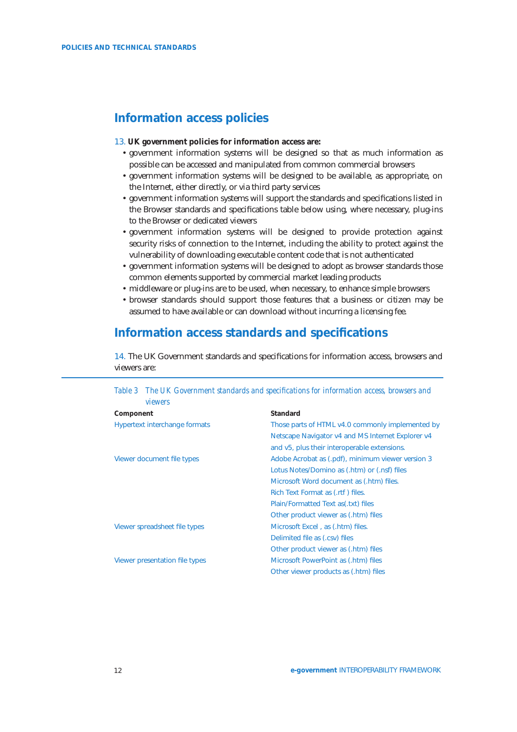## Information access policies

13. **UK government policies for information access are:**

- government information systems will be designed so that as much information as possible can be accessed and manipulated from common commercial browsers
- government information systems will be designed to be available, as appropriate, on the Internet, either directly, or via third party services
- government information systems will support the standards and specifications listed in the Browser standards and specifications table below using, where necessary, plug-ins to the Browser or dedicated viewers
- government information systems will be designed to provide protection against security risks of connection to the Internet, including the ability to protect against the vulnerability of downloading executable content code that is not authenticated
- government information systems will be designed to adopt as browser standards those common elements supported by commercial market leading products
- middleware or plug-ins are to be used, when necessary, to enhance simple browsers
- browser standards should support those features that a business or citizen may be assumed to have available or can download without incurring a licensing fee.

## Information access standards and specifications

14. The UK Government standards and specifications for information access, browsers and viewers are:

*Table 3 The UK Government standards and specifications for information access, browsers and viewers*

| Component | Standard |
|---|---|
| Hypertext interchange formats | Those parts of HTML v4.0 commonly implemented by Netscape Navigator v4 and MS Internet Explorer v4 and v5, plus their interoperable extensions. |
| Viewer document file types | Adobe Acrobat as (.pdf), minimum viewer version 3<br>Lotus Notes/Domino as (.htm) or (.nsf) files<br>Microsoft Word document as (.htm) files.<br>Rich Text Format as (.rtf ) files.<br>Plain/Formatted Text as(.txt) files<br>Other product viewer as (.htm) files |
| Viewer spreadsheet file types | Microsoft Excel , as (.htm) files.<br>Delimited file as (.csv) files<br>Other product viewer as (.htm) files |
| Viewer presentation file types | Microsoft PowerPoint as (.htm) files<br>Other viewer products as (.htm) files |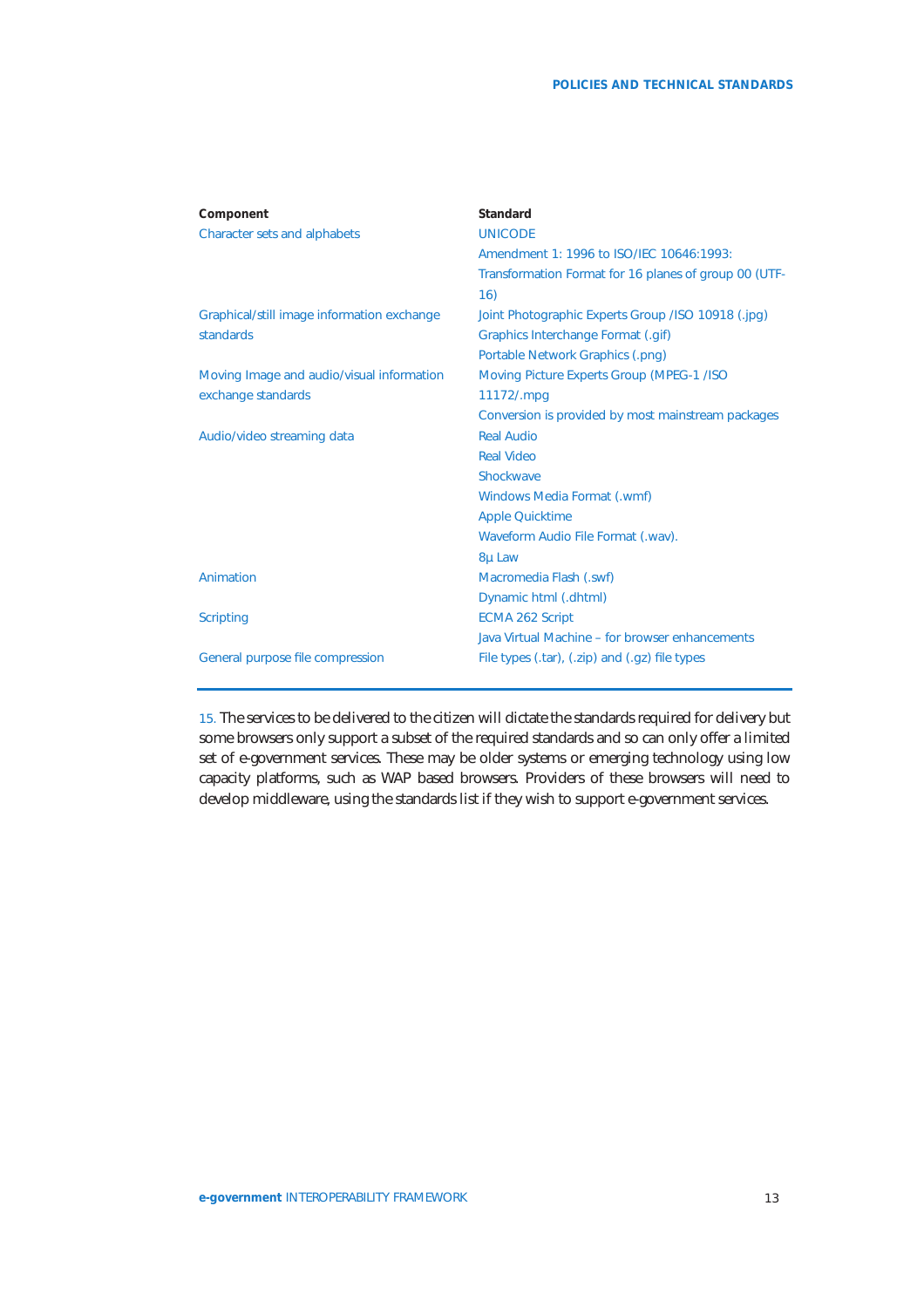| Component | Standard |
| --- | --- |
| Character sets and alphabets | UNICODE<br>Amendment 1: 1996 to ISO/IEC 10646:1993: Transformation Format for 16 planes of group 00 (UTF-16) |
| Graphical/still image information exchange standards | Joint Photographic Experts Group /ISO 10918 (.jpg)<br>Graphics Interchange Format (.gif)<br>Portable Network Graphics (.png) |
| Moving Image and audio/visual information exchange standards | Moving Picture Experts Group (MPEG-1 /ISO 11172/.mpg<br>Conversion is provided by most mainstream packages |
| Audio/video streaming data | Real Audio<br>Real Video<br>Shockwave<br>Windows Media Format (.wmf)<br>Apple Quicktime<br>Waveform Audio File Format (.wav).<br>8µ Law |
| Animation | Macromedia Flash (.swf)<br>Dynamic html (.dhtml) |
| Scripting | ECMA 262 Script<br>Java Virtual Machine – for browser enhancements |
| General purpose file compression | File types (.tar), (.zip) and (.gz) file types |

15. The services to be delivered to the citizen will dictate the standards required for delivery but some browsers only support a subset of the required standards and so can only offer a limited set of e-government services. These may be older systems or emerging technology using low capacity platforms, such as WAP based browsers. Providers of these browsers will need to develop middleware, using the standards list if they wish to support e-government services.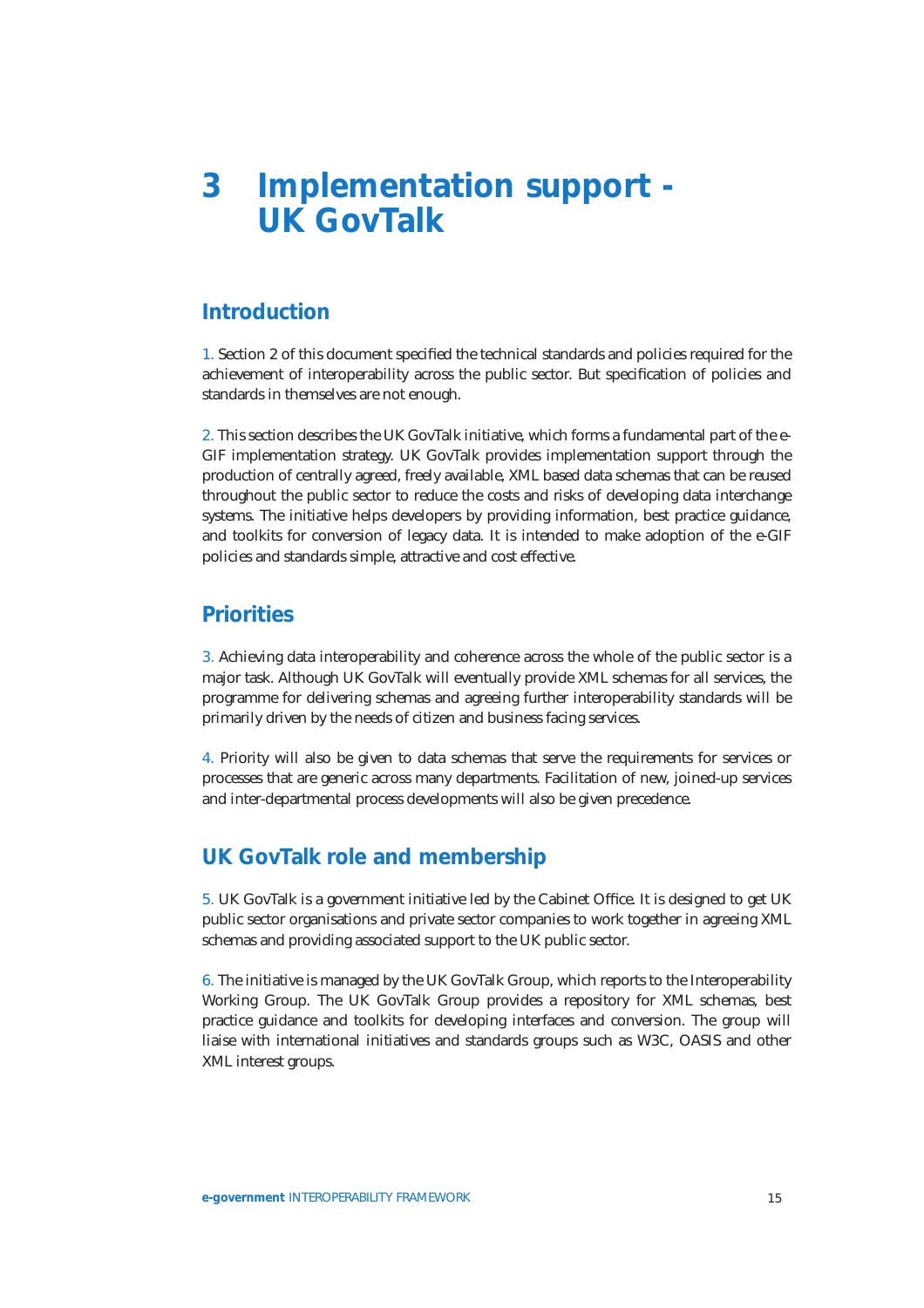# 3 Implementation support - UK GovTalk

## Introduction

1. Section 2 of this document specified the technical standards and policies required for the achievement of interoperability across the public sector. But specification of policies and standards in themselves are not enough.

2. This section describes the UK GovTalk initiative, which forms a fundamental part of the e-GIF implementation strategy. UK GovTalk provides implementation support through the production of centrally agreed, freely available, XML based data schemas that can be reused throughout the public sector to reduce the costs and risks of developing data interchange systems. The initiative helps developers by providing information, best practice guidance, and toolkits for conversion of legacy data. It is intended to make adoption of the e-GIF policies and standards simple, attractive and cost effective.

## Priorities

3. Achieving data interoperability and coherence across the whole of the public sector is a major task. Although UK GovTalk will eventually provide XML schemas for all services, the programme for delivering schemas and agreeing further interoperability standards will be primarily driven by the needs of citizen and business facing services.

4. Priority will also be given to data schemas that serve the requirements for services or processes that are generic across many departments. Facilitation of new, joined-up services and inter-departmental process developments will also be given precedence.

## UK GovTalk role and membership

5. UK GovTalk is a government initiative led by the Cabinet Office. It is designed to get UK public sector organisations and private sector companies to work together in agreeing XML schemas and providing associated support to the UK public sector.

6. The initiative is managed by the UK GovTalk Group, which reports to the Interoperability Working Group. The UK GovTalk Group provides a repository for XML schemas, best practice guidance and toolkits for developing interfaces and conversion. The group will liaise with international initiatives and standards groups such as W3C, OASIS and other XML interest groups.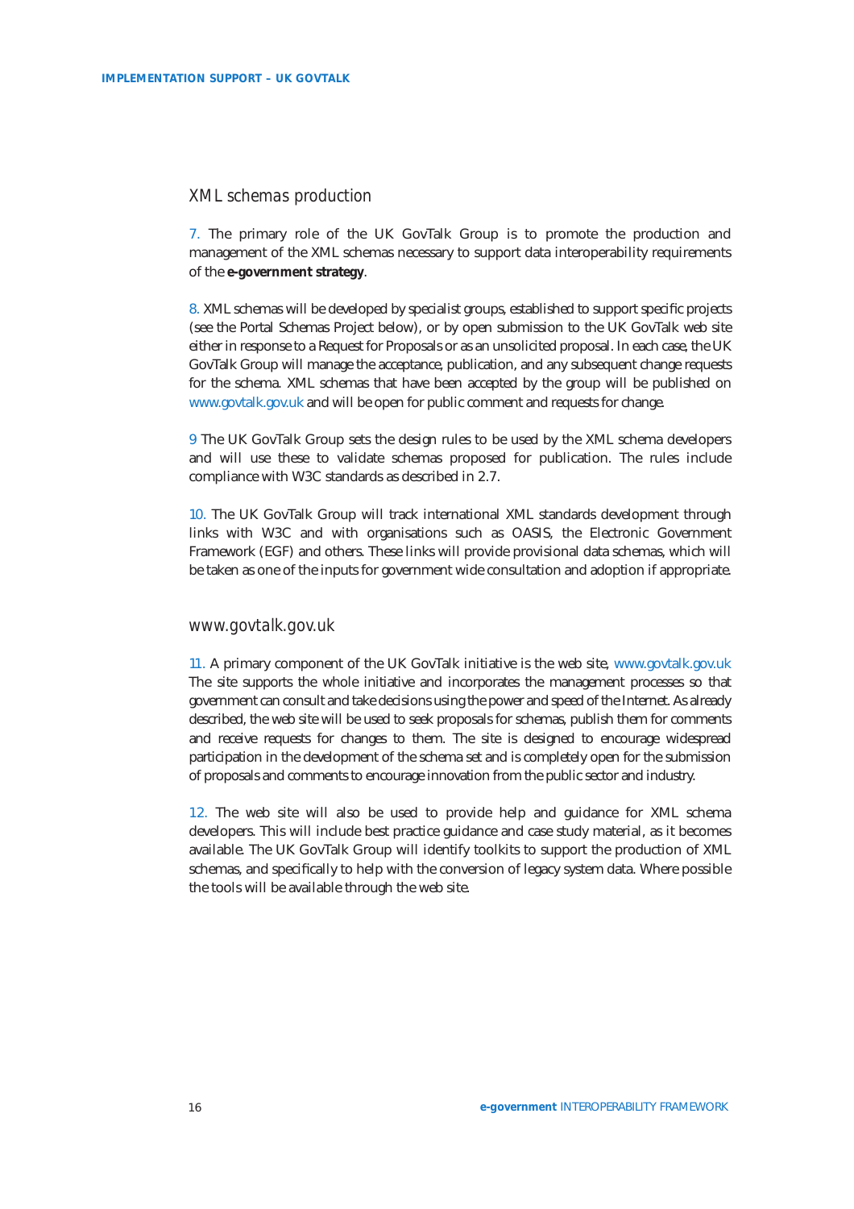## XML schemas production

7. The primary role of the UK GovTalk Group is to promote the production and management of the XML schemas necessary to support data interoperability requirements of the **e-government strategy**.

8. XML schemas will be developed by specialist groups, established to support specific projects (see the Portal Schemas Project below), or by open submission to the UK GovTalk web site either in response to a Request for Proposals or as an unsolicited proposal. In each case, the UK GovTalk Group will manage the acceptance, publication, and any subsequent change requests for the schema. XML schemas that have been accepted by the group will be published on www.govtalk.gov.uk and will be open for public comment and requests for change.

9 The UK GovTalk Group sets the design rules to be used by the XML schema developers and will use these to validate schemas proposed for publication. The rules include compliance with W3C standards as described in 2.7.

10. The UK GovTalk Group will track international XML standards development through links with W3C and with organisations such as OASIS, the Electronic Government Framework (EGF) and others. These links will provide provisional data schemas, which will be taken as one of the inputs for government wide consultation and adoption if appropriate.

## www.govtalk.gov.uk

11. A primary component of the UK GovTalk initiative is the web site, www.govtalk.gov.uk The site supports the whole initiative and incorporates the management processes so that government can consult and take decisions using the power and speed of the Internet. As already described, the web site will be used to seek proposals for schemas, publish them for comments and receive requests for changes to them. The site is designed to encourage widespread participation in the development of the schema set and is completely open for the submission of proposals and comments to encourage innovation from the public sector and industry.

12. The web site will also be used to provide help and guidance for XML schema developers. This will include best practice guidance and case study material, as it becomes available. The UK GovTalk Group will identify toolkits to support the production of XML schemas, and specifically to help with the conversion of legacy system data. Where possible the tools will be available through the web site.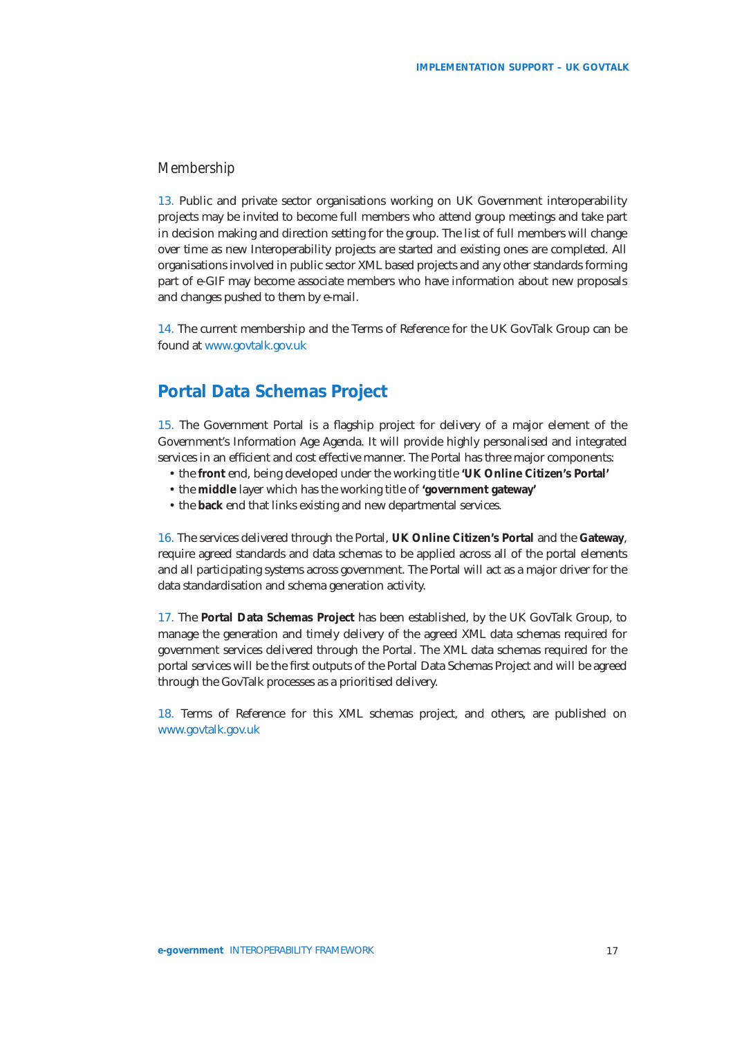### Membership

13. Public and private sector organisations working on UK Government interoperability projects may be invited to become full members who attend group meetings and take part in decision making and direction setting for the group. The list of full members will change over time as new Interoperability projects are started and existing ones are completed. All organisations involved in public sector XML based projects and any other standards forming part of e-GIF may become associate members who have information about new proposals and changes pushed to them by e-mail.

14. The current membership and the Terms of Reference for the UK GovTalk Group can be found at www.govtalk.gov.uk

## Portal Data Schemas Project

15. The Government Portal is a flagship project for delivery of a major element of the Government's Information Age Agenda. It will provide highly personalised and integrated services in an efficient and cost effective manner. The Portal has three major components:

- the **front** end, being developed under the working title **'UK Online Citizen's Portal'**
- the **middle** layer which has the working title of **'government gateway'**
- the **back** end that links existing and new departmental services.

16. The services delivered through the Portal, **UK Online Citizen's Portal** and the **Gateway**, require agreed standards and data schemas to be applied across all of the portal elements and all participating systems across government. The Portal will act as a major driver for the data standardisation and schema generation activity.

17. The **Portal Data Schemas Project** has been established, by the UK GovTalk Group, to manage the generation and timely delivery of the agreed XML data schemas required for government services delivered through the Portal. The XML data schemas required for the portal services will be the first outputs of the Portal Data Schemas Project and will be agreed through the GovTalk processes as a prioritised delivery.

18. Terms of Reference for this XML schemas project, and others, are published on www.govtalk.gov.uk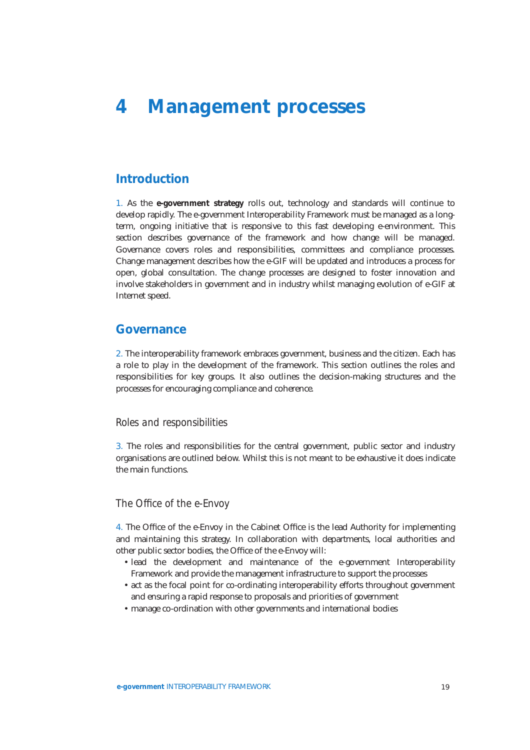# 4 Management processes

## Introduction

1. As the **e-government strategy** rolls out, technology and standards will continue to develop rapidly. The e-government Interoperability Framework must be managed as a long-term, ongoing initiative that is responsive to this fast developing e-environment. This section describes governance of the framework and how change will be managed. Governance covers roles and responsibilities, committees and compliance processes. Change management describes how the e-GIF will be updated and introduces a process for open, global consultation. The change processes are designed to foster innovation and involve stakeholders in government and in industry whilst managing evolution of e-GIF at Internet speed.

## Governance

2. The interoperability framework embraces government, business and the citizen. Each has a role to play in the development of the framework. This section outlines the roles and responsibilities for key groups. It also outlines the decision-making structures and the processes for encouraging compliance and coherence.

### *Roles and responsibilities*

3. The roles and responsibilities for the central government, public sector and industry organisations are outlined below. Whilst this is not meant to be exhaustive it does indicate the main functions.

### *The Office of the e-Envoy*

4. The Office of the e-Envoy in the Cabinet Office is the lead Authority for implementing and maintaining this strategy. In collaboration with departments, local authorities and other public sector bodies, the Office of the e-Envoy will:

- lead the development and maintenance of the e-government Interoperability Framework and provide the management infrastructure to support the processes
- act as the focal point for co-ordinating interoperability efforts throughout government and ensuring a rapid response to proposals and priorities of government
- manage co-ordination with other governments and international bodies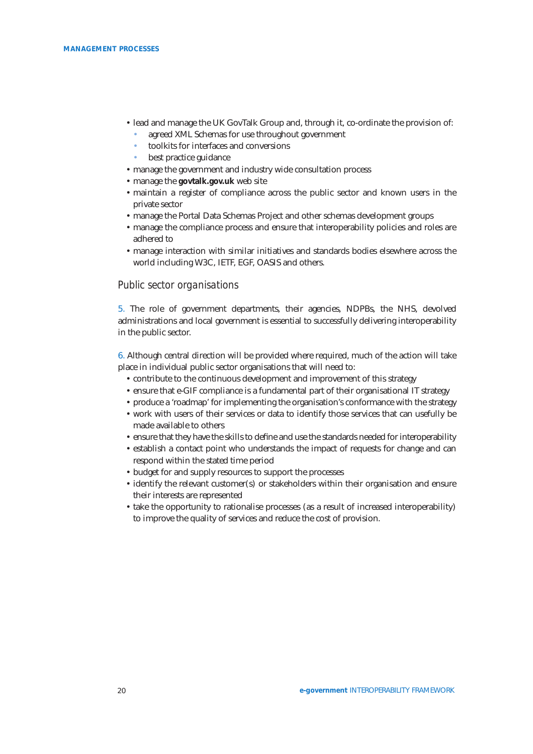- lead and manage the UK GovTalk Group and, through it, co-ordinate the provision of:
  - agreed XML Schemas for use throughout government
  - toolkits for interfaces and conversions
  - best practice guidance
- manage the government and industry wide consultation process
- manage the **govtalk.gov.uk** web site
- maintain a register of compliance across the public sector and known users in the private sector
- manage the Portal Data Schemas Project and other schemas development groups
- manage the compliance process and ensure that interoperability policies and roles are adhered to
- manage interaction with similar initiatives and standards bodies elsewhere across the world including W3C, IETF, EGF, OASIS and others.

### *Public sector organisations*

5. The role of government departments, their agencies, NDPBs, the NHS, devolved administrations and local government is essential to successfully delivering interoperability in the public sector.

6. Although central direction will be provided where required, much of the action will take place in individual public sector organisations that will need to:

- contribute to the continuous development and improvement of this strategy
- ensure that e-GIF compliance is a fundamental part of their organisational IT strategy
- produce a 'roadmap' for implementing the organisation's conformance with the strategy
- work with users of their services or data to identify those services that can usefully be made available to others
- ensure that they have the skills to define and use the standards needed for interoperability
- establish a contact point who understands the impact of requests for change and can respond within the stated time period
- budget for and supply resources to support the processes
- identify the relevant customer(s) or stakeholders within their organisation and ensure their interests are represented
- take the opportunity to rationalise processes (as a result of increased interoperability) to improve the quality of services and reduce the cost of provision.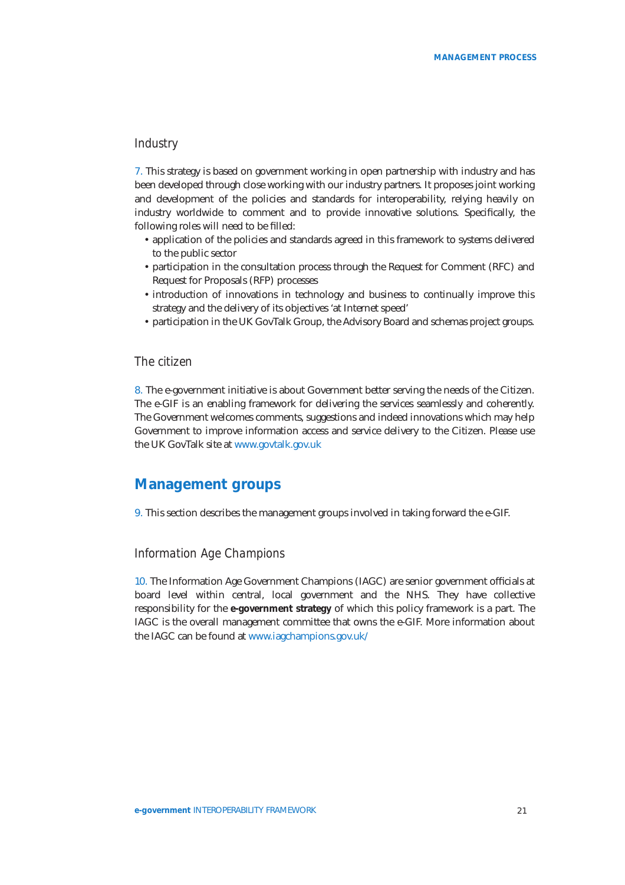### Industry

7. This strategy is based on government working in open partnership with industry and has been developed through close working with our industry partners. It proposes joint working and development of the policies and standards for interoperability, relying heavily on industry worldwide to comment and to provide innovative solutions. Specifically, the following roles will need to be filled:

- application of the policies and standards agreed in this framework to systems delivered to the public sector
- participation in the consultation process through the Request for Comment (RFC) and Request for Proposals (RFP) processes
- introduction of innovations in technology and business to continually improve this strategy and the delivery of its objectives 'at Internet speed'
- participation in the UK GovTalk Group, the Advisory Board and schemas project groups.

### The citizen

8. The e-government initiative is about Government better serving the needs of the Citizen. The e-GIF is an enabling framework for delivering the services seamlessly and coherently. The Government welcomes comments, suggestions and indeed innovations which may help Government to improve information access and service delivery to the Citizen. Please use the UK GovTalk site at www.govtalk.gov.uk

## Management groups

9. This section describes the management groups involved in taking forward the e-GIF.

### Information Age Champions

10. The Information Age Government Champions (IAGC) are senior government officials at board level within central, local government and the NHS. They have collective responsibility for the **e-government strategy** of which this policy framework is a part. The IAGC is the overall management committee that owns the e-GIF. More information about the IAGC can be found at www.iagchampions.gov.uk/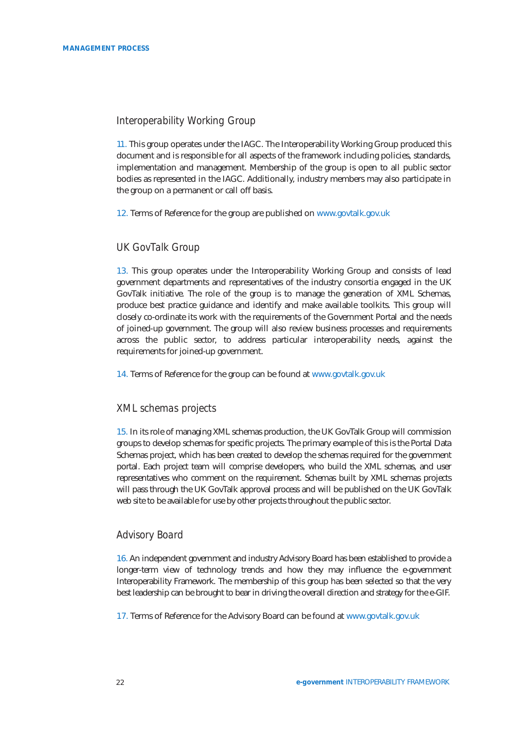## Interoperability Working Group

11. This group operates under the IAGC. The Interoperability Working Group produced this document and is responsible for all aspects of the framework including policies, standards, implementation and management. Membership of the group is open to all public sector bodies as represented in the IAGC. Additionally, industry members may also participate in the group on a permanent or call off basis.

12. Terms of Reference for the group are published on www.govtalk.gov.uk

## UK GovTalk Group

13. This group operates under the Interoperability Working Group and consists of lead government departments and representatives of the industry consortia engaged in the UK GovTalk initiative. The role of the group is to manage the generation of XML Schemas, produce best practice guidance and identify and make available toolkits. This group will closely co-ordinate its work with the requirements of the Government Portal and the needs of joined-up government. The group will also review business processes and requirements across the public sector, to address particular interoperability needs, against the requirements for joined-up government.

14. Terms of Reference for the group can be found at www.govtalk.gov.uk

## XML schemas projects

15. In its role of managing XML schemas production, the UK GovTalk Group will commission groups to develop schemas for specific projects. The primary example of this is the Portal Data Schemas project, which has been created to develop the schemas required for the government portal. Each project team will comprise developers, who build the XML schemas, and user representatives who comment on the requirement. Schemas built by XML schemas projects will pass through the UK GovTalk approval process and will be published on the UK GovTalk web site to be available for use by other projects throughout the public sector.

## Advisory Board

16. An independent government and industry Advisory Board has been established to provide a longer-term view of technology trends and how they may influence the e-government Interoperability Framework. The membership of this group has been selected so that the very best leadership can be brought to bear in driving the overall direction and strategy for the e-GIF.

17. Terms of Reference for the Advisory Board can be found at www.govtalk.gov.uk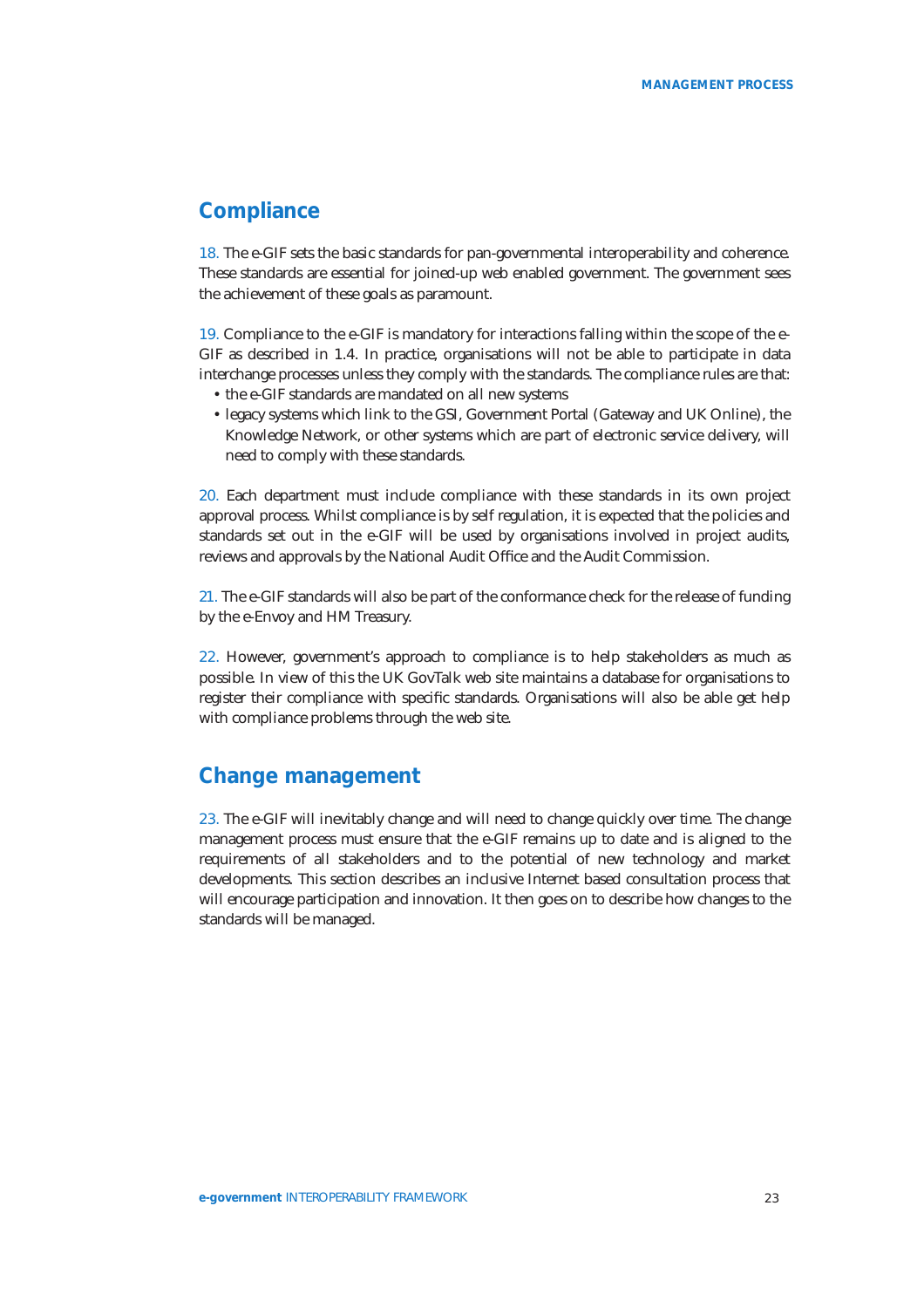## Compliance

18. The e-GIF sets the basic standards for pan-governmental interoperability and coherence. These standards are essential for joined-up web enabled government. The government sees the achievement of these goals as paramount.

19. Compliance to the e-GIF is mandatory for interactions falling within the scope of the e-GIF as described in 1.4. In practice, organisations will not be able to participate in data interchange processes unless they comply with the standards. The compliance rules are that:

- the e-GIF standards are mandated on all new systems
- legacy systems which link to the GSI, Government Portal (Gateway and UK Online), the Knowledge Network, or other systems which are part of electronic service delivery, will need to comply with these standards.

20. Each department must include compliance with these standards in its own project approval process. Whilst compliance is by self regulation, it is expected that the policies and standards set out in the e-GIF will be used by organisations involved in project audits, reviews and approvals by the National Audit Office and the Audit Commission.

21. The e-GIF standards will also be part of the conformance check for the release of funding by the e-Envoy and HM Treasury.

22. However, government's approach to compliance is to help stakeholders as much as possible. In view of this the UK GovTalk web site maintains a database for organisations to register their compliance with specific standards. Organisations will also be able get help with compliance problems through the web site.

## Change management

23. The e-GIF will inevitably change and will need to change quickly over time. The change management process must ensure that the e-GIF remains up to date and is aligned to the requirements of all stakeholders and to the potential of new technology and market developments. This section describes an inclusive Internet based consultation process that will encourage participation and innovation. It then goes on to describe how changes to the standards will be managed.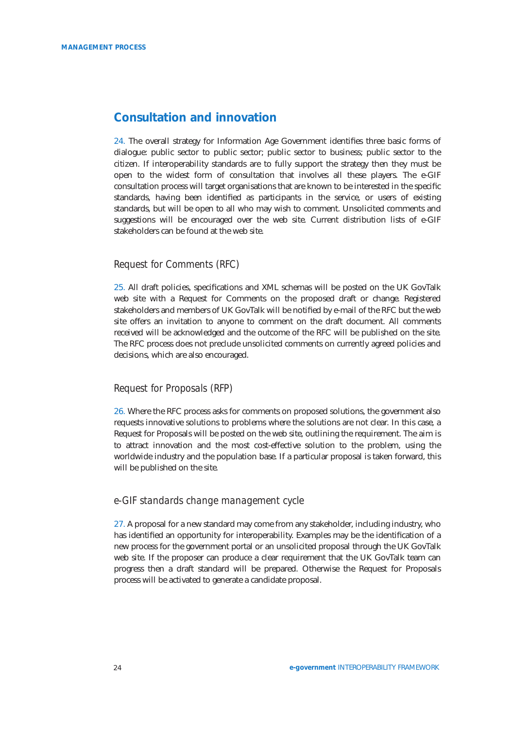## Consultation and innovation

24. The overall strategy for Information Age Government identifies three basic forms of dialogue: public sector to public sector; public sector to business; public sector to the citizen. If interoperability standards are to fully support the strategy then they must be open to the widest form of consultation that involves all these players. The e-GIF consultation process will target organisations that are known to be interested in the specific standards, having been identified as participants in the service, or users of existing standards, but will be open to all who may wish to comment. Unsolicited comments and suggestions will be encouraged over the web site. Current distribution lists of e-GIF stakeholders can be found at the web site.

### Request for Comments (RFC)

25. All draft policies, specifications and XML schemas will be posted on the UK GovTalk web site with a Request for Comments on the proposed draft or change. Registered stakeholders and members of UK GovTalk will be notified by e-mail of the RFC but the web site offers an invitation to anyone to comment on the draft document. All comments received will be acknowledged and the outcome of the RFC will be published on the site. The RFC process does not preclude unsolicited comments on currently agreed policies and decisions, which are also encouraged.

### Request for Proposals (RFP)

26. Where the RFC process asks for comments on proposed solutions, the government also requests innovative solutions to problems where the solutions are not clear. In this case, a Request for Proposals will be posted on the web site, outlining the requirement. The aim is to attract innovation and the most cost-effective solution to the problem, using the worldwide industry and the population base. If a particular proposal is taken forward, this will be published on the site.

### e-GIF standards change management cycle

27. A proposal for a new standard may come from any stakeholder, including industry, who has identified an opportunity for interoperability. Examples may be the identification of a new process for the government portal or an unsolicited proposal through the UK GovTalk web site. If the proposer can produce a clear requirement that the UK GovTalk team can progress then a draft standard will be prepared. Otherwise the Request for Proposals process will be activated to generate a candidate proposal.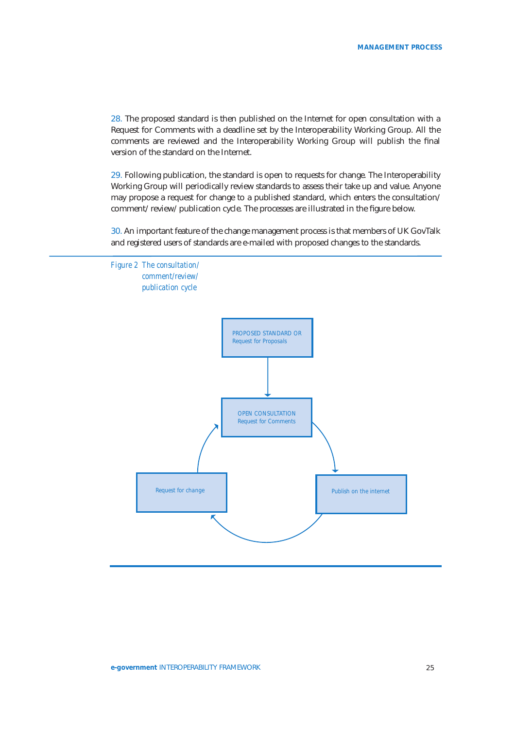28. The proposed standard is then published on the Internet for open consultation with a Request for Comments with a deadline set by the Interoperability Working Group. All the comments are reviewed and the Interoperability Working Group will publish the final version of the standard on the Internet.

29. Following publication, the standard is open to requests for change. The Interoperability Working Group will periodically review standards to assess their take up and value. Anyone may propose a request for change to a published standard, which enters the consultation/ comment/ review/ publication cycle. The processes are illustrated in the figure below.

30. An important feature of the change management process is that members of UK GovTalk and registered users of standards are e-mailed with proposed changes to the standards.

*Figure 2 The consultation/ comment/review/ publication cycle*

PROPOSED STANDARD OR Request for Proposals

OPEN CONSULTATION Request for Comments

Publish on the internet

Request for change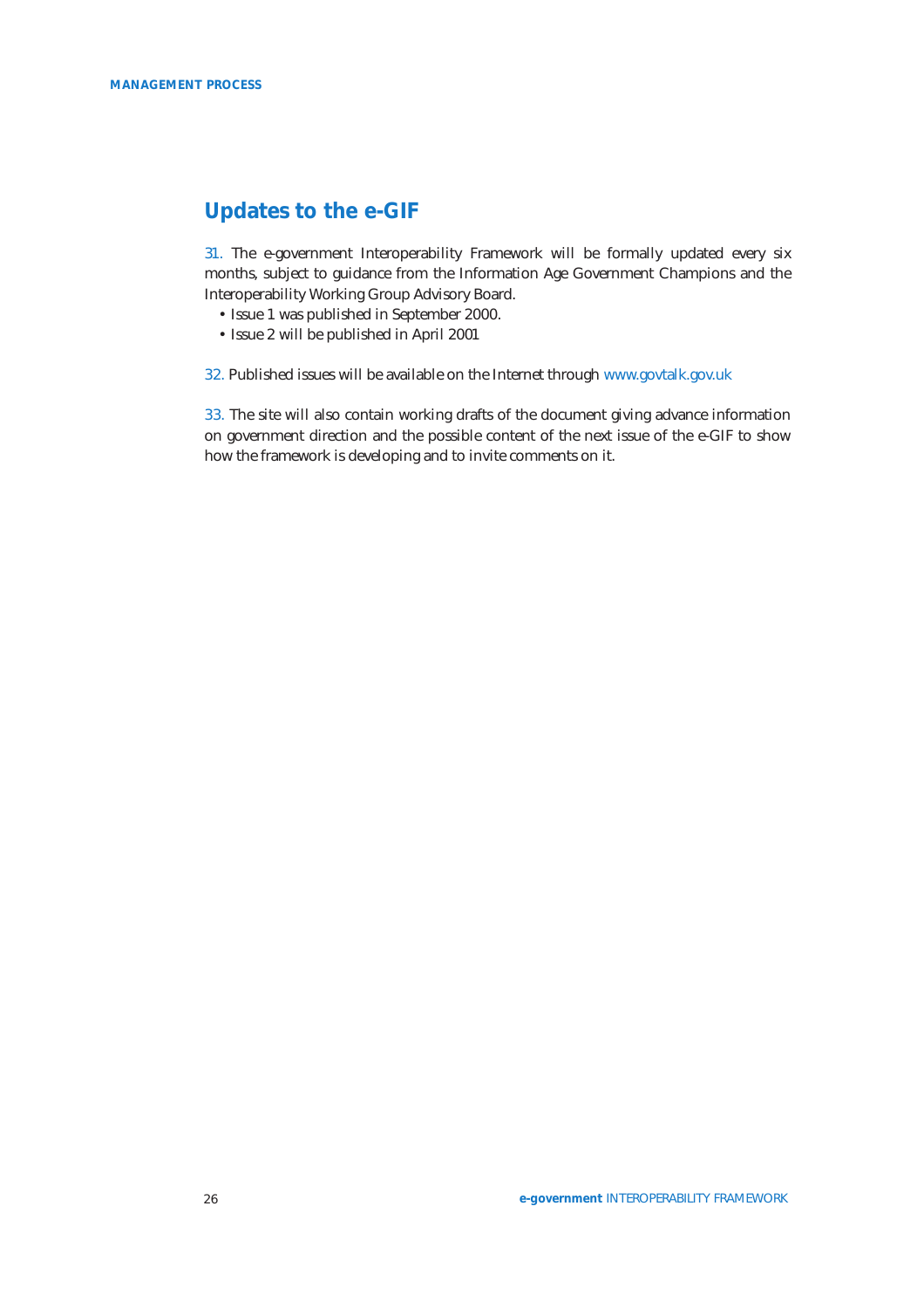## Updates to the e-GIF

31. The e-government Interoperability Framework will be formally updated every six months, subject to guidance from the Information Age Government Champions and the Interoperability Working Group Advisory Board.

- Issue 1 was published in September 2000.
- Issue 2 will be published in April 2001

32. Published issues will be available on the Internet through www.govtalk.gov.uk

33. The site will also contain working drafts of the document giving advance information on government direction and the possible content of the next issue of the e-GIF to show how the framework is developing and to invite comments on it.